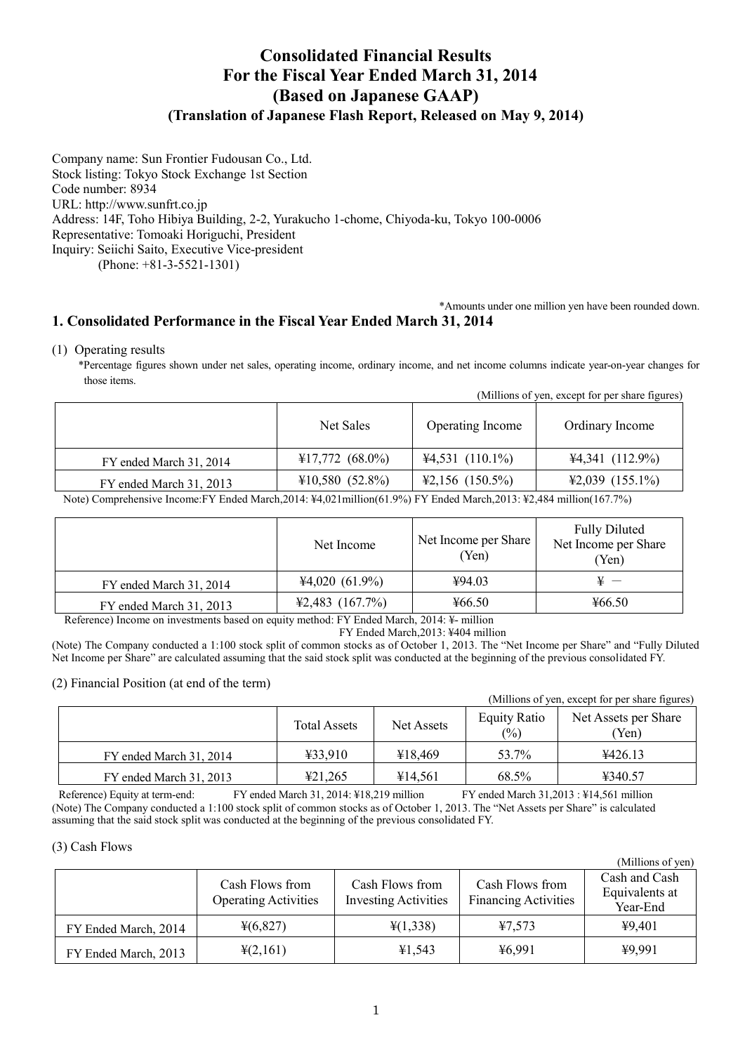# Consolidated Financial Results For the Fiscal Year Ended March 31, 2014 (Based on Japanese GAAP)

**(Translation of Japanese Flash Report, Released on May 9, 2014)**

Company name: Sun Frontier Fudousan Co., Ltd.
Stock listing: Tokyo Stock Exchange 1st Section
Code number: 8934
URL: http://www.sunfrt.co.jp
Address: 14F, Toho Hibiya Building, 2-2, Yurakucho 1-chome, Chiyoda-ku, Tokyo 100-0006
Representative: Tomoaki Horiguchi, President
Inquiry: Seiichi Saito, Executive Vice-president
(Phone: +81-3-5521-1301)

*Amounts under one million yen have been rounded down.

## 1. Consolidated Performance in the Fiscal Year Ended March 31, 2014

(1) Operating results

*Percentage figures shown under net sales, operating income, ordinary income, and net income columns indicate year-on-year changes for those items.

(Millions of yen, except for per share figures)

| | Net Sales | Operating Income | Ordinary Income |
|---|---|---|---|
| FY ended March 31, 2014 | ¥17,772 (68.0%) | ¥4,531 (110.1%) | ¥4,341 (112.9%) |
| FY ended March 31, 2013 | ¥10,580 (52.8%) | ¥2,156 (150.5%) | ¥2,039 (155.1%) |

Note) Comprehensive Income:FY Ended March,2014: ¥4,021million(61.9%) FY Ended March,2013: ¥2,484 million(167.7%)

| | Net Income | Net Income per Share (Yen) | Fully Diluted Net Income per Share (Yen) |
|---|---|---|---|
| FY ended March 31, 2014 | ¥4,020 (61.9%) | ¥94.03 | ¥ − |
| FY ended March 31, 2013 | ¥2,483 (167.7%) | ¥66.50 | ¥66.50 |

Reference) Income on investments based on equity method: FY Ended March, 2014: ¥- million
FY Ended March,2013: ¥404 million

(Note) The Company conducted a 1:100 stock split of common stocks as of October 1, 2013. The "Net Income per Share" and "Fully Diluted Net Income per Share" are calculated assuming that the said stock split was conducted at the beginning of the previous consolidated FY.

(2) Financial Position (at end of the term)

(Millions of yen, except for per share figures)

| | Total Assets | Net Assets | Equity Ratio (%) | Net Assets per Share (Yen) |
|---|---|---|---|---|
| FY ended March 31, 2014 | ¥33,910 | ¥18,469 | 53.7% | ¥426.13 |
| FY ended March 31, 2013 | ¥21,265 | ¥14,561 | 68.5% | ¥340.57 |

Reference) Equity at term-end: FY ended March 31, 2014: ¥18,219 million FY ended March 31,2013 : ¥14,561 million

(Note) The Company conducted a 1:100 stock split of common stocks as of October 1, 2013. The "Net Assets per Share" is calculated assuming that the said stock split was conducted at the beginning of the previous consolidated FY.

(3) Cash Flows

(Millions of yen)

| | Cash Flows from Operating Activities | Cash Flows from Investing Activities | Cash Flows from Financing Activities | Cash and Cash Equivalents at Year-End |
|---|---|---|---|---|
| FY Ended March, 2014 | ¥(6,827) | ¥(1,338) | ¥7,573 | ¥9,401 |
| FY Ended March, 2013 | ¥(2,161) | ¥1,543 | ¥6,991 | ¥9,991 |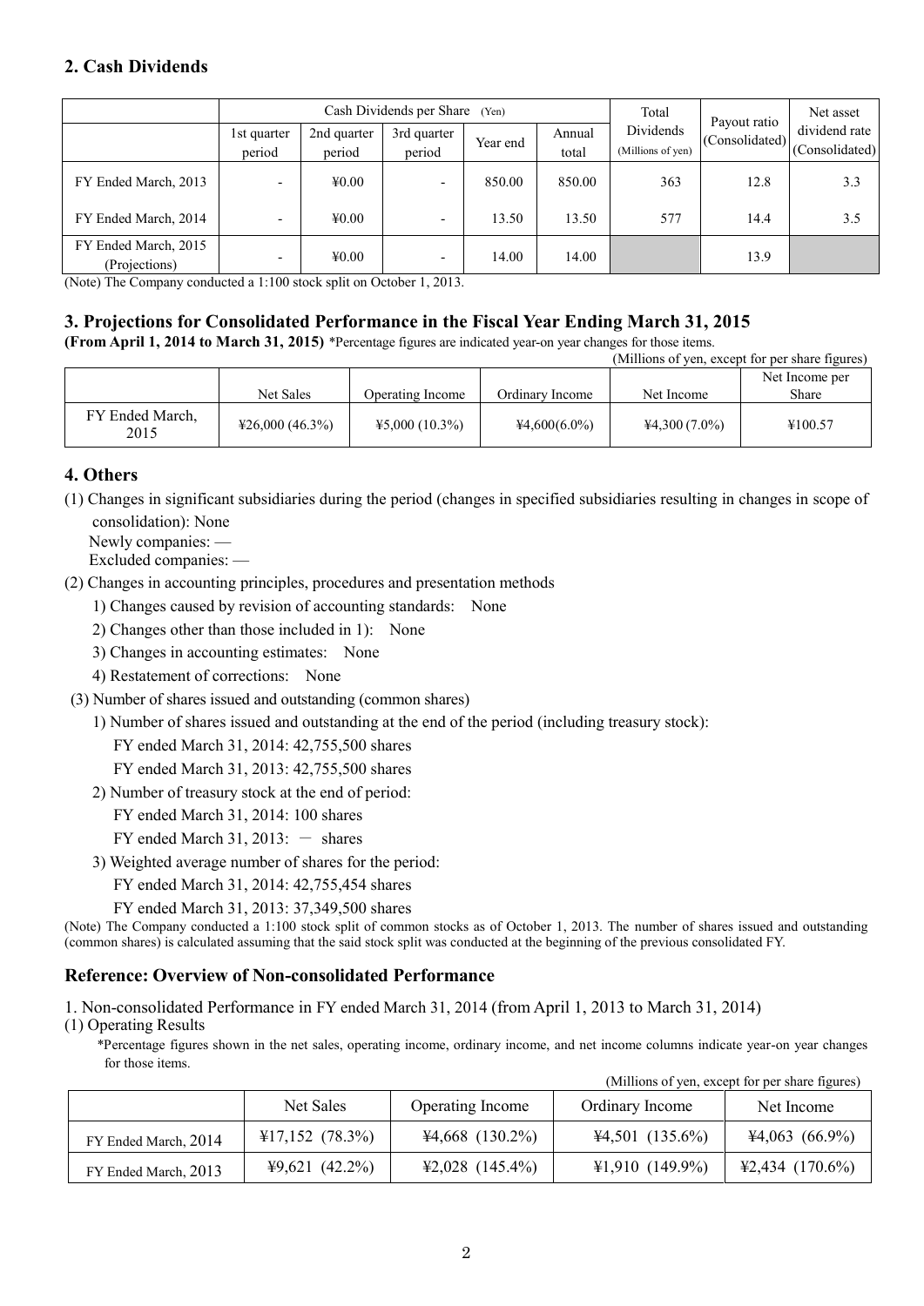## 2. Cash Dividends

| | Cash Dividends per Share (Yen) | | | | | Total Dividends (Millions of yen) | Payout ratio (Consolidated) | Net asset dividend rate (Consolidated) |
|---|---|---|---|---|---|---|---|---|
| | 1st quarter period | 2nd quarter period | 3rd quarter period | Year end | Annual total | | | |
| FY Ended March, 2013 | - | ¥0.00 | - | 850.00 | 850.00 | 363 | 12.8 | 3.3 |
| FY Ended March, 2014 | - | ¥0.00 | - | 13.50 | 13.50 | 577 | 14.4 | 3.5 |
| FY Ended March, 2015 (Projections) | - | ¥0.00 | - | 14.00 | 14.00 | | 13.9 | |

(Note) The Company conducted a 1:100 stock split on October 1, 2013.

## 3. Projections for Consolidated Performance in the Fiscal Year Ending March 31, 2015

**(From April 1, 2014 to March 31, 2015)** *Percentage figures are indicated year-on year changes for those items.

(Millions of yen, except for per share figures)

| | Net Sales | Operating Income | Ordinary Income | Net Income | Net Income per Share |
|---|---|---|---|---|---|
| FY Ended March, 2015 | ¥26,000 (46.3%) | ¥5,000 (10.3%) | ¥4,600(6.0%) | ¥4,300 (7.0%) | ¥100.57 |

## 4. Others

(1) Changes in significant subsidiaries during the period (changes in specified subsidiaries resulting in changes in scope of consolidation): None

Newly companies: —

Excluded companies: —

(2) Changes in accounting principles, procedures and presentation methods

1) Changes caused by revision of accounting standards: None

2) Changes other than those included in 1): None

3) Changes in accounting estimates: None

4) Restatement of corrections: None

(3) Number of shares issued and outstanding (common shares)

1) Number of shares issued and outstanding at the end of the period (including treasury stock):

FY ended March 31, 2014: 42,755,500 shares

FY ended March 31, 2013: 42,755,500 shares

2) Number of treasury stock at the end of period:

FY ended March 31, 2014: 100 shares

FY ended March 31, 2013: － shares

3) Weighted average number of shares for the period:

FY ended March 31, 2014: 42,755,454 shares

FY ended March 31, 2013: 37,349,500 shares

(Note) The Company conducted a 1:100 stock split of common stocks as of October 1, 2013. The number of shares issued and outstanding (common shares) is calculated assuming that the said stock split was conducted at the beginning of the previous consolidated FY.

## Reference: Overview of Non-consolidated Performance

1. Non-consolidated Performance in FY ended March 31, 2014 (from April 1, 2013 to March 31, 2014)

(1) Operating Results

*Percentage figures shown in the net sales, operating income, ordinary income, and net income columns indicate year-on year changes for those items.

(Millions of yen, except for per share figures)

| | Net Sales | Operating Income | Ordinary Income | Net Income |
|---|---|---|---|---|
| FY Ended March, 2014 | ¥17,152 (78.3%) | ¥4,668 (130.2%) | ¥4,501 (135.6%) | ¥4,063 (66.9%) |
| FY Ended March, 2013 | ¥9,621 (42.2%) | ¥2,028 (145.4%) | ¥1,910 (149.9%) | ¥2,434 (170.6%) |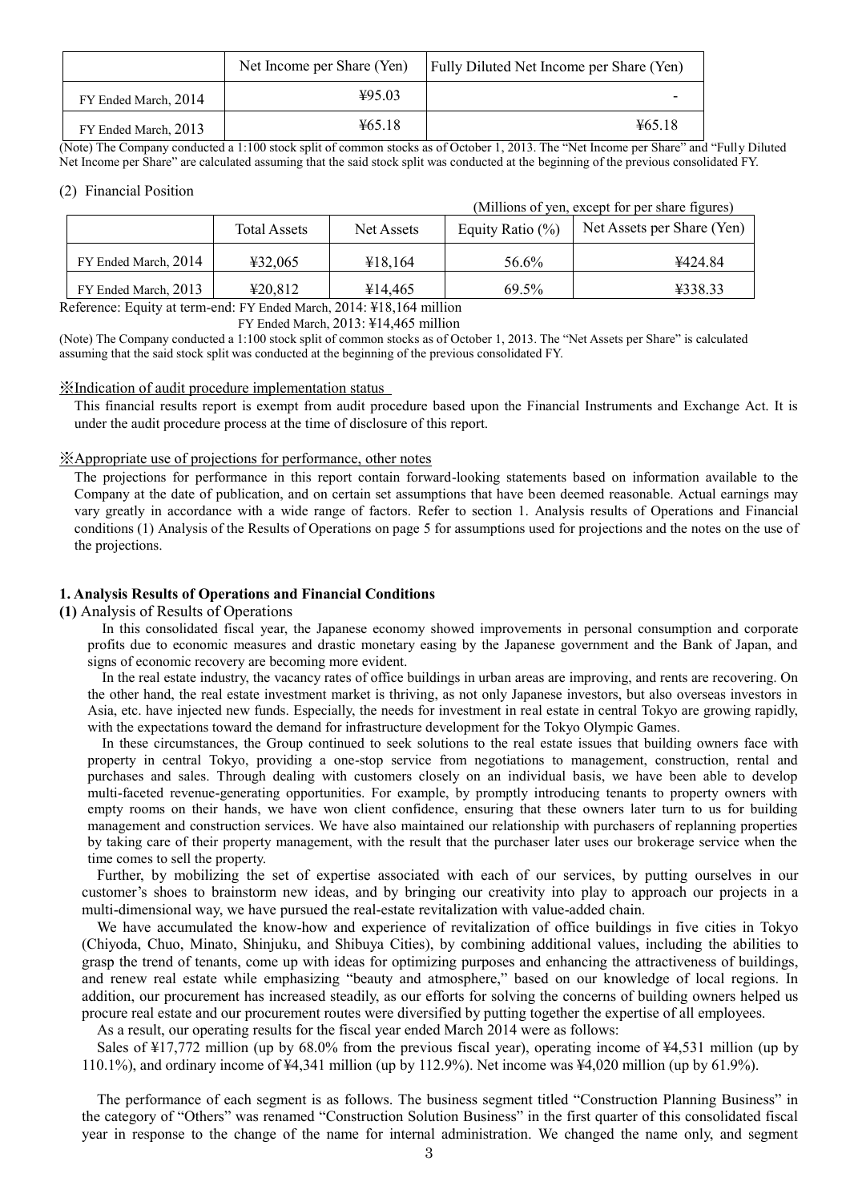| | Net Income per Share (Yen) | Fully Diluted Net Income per Share (Yen) |
|---|---|---|
| FY Ended March, 2014 | ¥95.03 | - |
| FY Ended March, 2013 | ¥65.18 | ¥65.18 |

(Note) The Company conducted a 1:100 stock split of common stocks as of October 1, 2013. The "Net Income per Share" and "Fully Diluted Net Income per Share" are calculated assuming that the said stock split was conducted at the beginning of the previous consolidated FY.

(2) Financial Position

(Millions of yen, except for per share figures)

| | Total Assets | Net Assets | Equity Ratio (%) | Net Assets per Share (Yen) |
|---|---|---|---|---|
| FY Ended March, 2014 | ¥32,065 | ¥18,164 | 56.6% | ¥424.84 |
| FY Ended March, 2013 | ¥20,812 | ¥14,465 | 69.5% | ¥338.33 |

Reference: Equity at term-end: FY Ended March, 2014: ¥18,164 million
FY Ended March, 2013: ¥14,465 million

(Note) The Company conducted a 1:100 stock split of common stocks as of October 1, 2013. The "Net Assets per Share" is calculated assuming that the said stock split was conducted at the beginning of the previous consolidated FY.

※Indication of audit procedure implementation status

This financial results report is exempt from audit procedure based upon the Financial Instruments and Exchange Act. It is under the audit procedure process at the time of disclosure of this report.

※Appropriate use of projections for performance, other notes

The projections for performance in this report contain forward-looking statements based on information available to the Company at the date of publication, and on certain set assumptions that have been deemed reasonable. Actual earnings may vary greatly in accordance with a wide range of factors. Refer to section 1. Analysis results of Operations and Financial conditions (1) Analysis of the Results of Operations on page 5 for assumptions used for projections and the notes on the use of the projections.

## 1. Analysis Results of Operations and Financial Conditions

**(1)** Analysis of Results of Operations

In this consolidated fiscal year, the Japanese economy showed improvements in personal consumption and corporate profits due to economic measures and drastic monetary easing by the Japanese government and the Bank of Japan, and signs of economic recovery are becoming more evident.

In the real estate industry, the vacancy rates of office buildings in urban areas are improving, and rents are recovering. On the other hand, the real estate investment market is thriving, as not only Japanese investors, but also overseas investors in Asia, etc. have injected new funds. Especially, the needs for investment in real estate in central Tokyo are growing rapidly, with the expectations toward the demand for infrastructure development for the Tokyo Olympic Games.

In these circumstances, the Group continued to seek solutions to the real estate issues that building owners face with property in central Tokyo, providing a one-stop service from negotiations to management, construction, rental and purchases and sales. Through dealing with customers closely on an individual basis, we have been able to develop multi-faceted revenue-generating opportunities. For example, by promptly introducing tenants to property owners with empty rooms on their hands, we have won client confidence, ensuring that these owners later turn to us for building management and construction services. We have also maintained our relationship with purchasers of replanning properties by taking care of their property management, with the result that the purchaser later uses our brokerage service when the time comes to sell the property.

Further, by mobilizing the set of expertise associated with each of our services, by putting ourselves in our customer's shoes to brainstorm new ideas, and by bringing our creativity into play to approach our projects in a multi-dimensional way, we have pursued the real-estate revitalization with value-added chain.

We have accumulated the know-how and experience of revitalization of office buildings in five cities in Tokyo (Chiyoda, Chuo, Minato, Shinjuku, and Shibuya Cities), by combining additional values, including the abilities to grasp the trend of tenants, come up with ideas for optimizing purposes and enhancing the attractiveness of buildings, and renew real estate while emphasizing "beauty and atmosphere," based on our knowledge of local regions. In addition, our procurement has increased steadily, as our efforts for solving the concerns of building owners helped us procure real estate and our procurement routes were diversified by putting together the expertise of all employees.

As a result, our operating results for the fiscal year ended March 2014 were as follows:

Sales of ¥17,772 million (up by 68.0% from the previous fiscal year), operating income of ¥4,531 million (up by 110.1%), and ordinary income of ¥4,341 million (up by 112.9%). Net income was ¥4,020 million (up by 61.9%).

The performance of each segment is as follows. The business segment titled "Construction Planning Business" in the category of "Others" was renamed "Construction Solution Business" in the first quarter of this consolidated fiscal year in response to the change of the name for internal administration. We changed the name only, and segment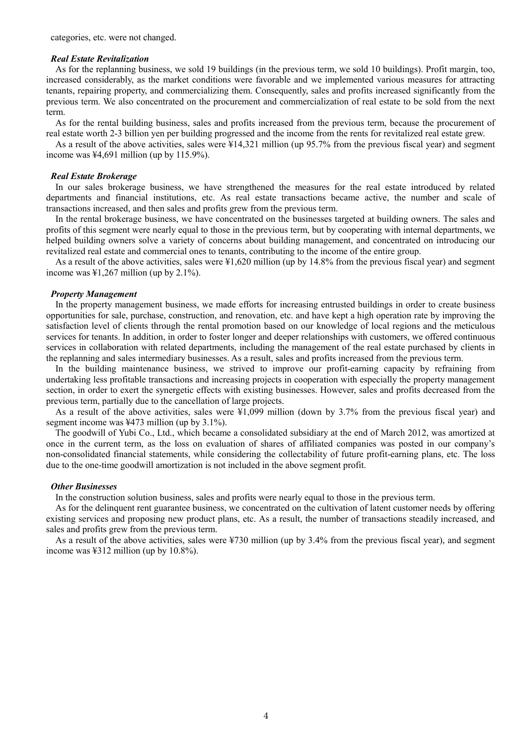categories, etc. were not changed.

### *Real Estate Revitalization*

As for the replanning business, we sold 19 buildings (in the previous term, we sold 10 buildings). Profit margin, too, increased considerably, as the market conditions were favorable and we implemented various measures for attracting tenants, repairing property, and commercializing them. Consequently, sales and profits increased significantly from the previous term. We also concentrated on the procurement and commercialization of real estate to be sold from the next term.

As for the rental building business, sales and profits increased from the previous term, because the procurement of real estate worth 2-3 billion yen per building progressed and the income from the rents for revitalized real estate grew.

As a result of the above activities, sales were ¥14,321 million (up 95.7% from the previous fiscal year) and segment income was ¥4,691 million (up by 115.9%).

### *Real Estate Brokerage*

In our sales brokerage business, we have strengthened the measures for the real estate introduced by related departments and financial institutions, etc. As real estate transactions became active, the number and scale of transactions increased, and then sales and profits grew from the previous term.

In the rental brokerage business, we have concentrated on the businesses targeted at building owners. The sales and profits of this segment were nearly equal to those in the previous term, but by cooperating with internal departments, we helped building owners solve a variety of concerns about building management, and concentrated on introducing our revitalized real estate and commercial ones to tenants, contributing to the income of the entire group.

As a result of the above activities, sales were ¥1,620 million (up by 14.8% from the previous fiscal year) and segment income was ¥1,267 million (up by 2.1%).

### *Property Management*

In the property management business, we made efforts for increasing entrusted buildings in order to create business opportunities for sale, purchase, construction, and renovation, etc. and have kept a high operation rate by improving the satisfaction level of clients through the rental promotion based on our knowledge of local regions and the meticulous services for tenants. In addition, in order to foster longer and deeper relationships with customers, we offered continuous services in collaboration with related departments, including the management of the real estate purchased by clients in the replanning and sales intermediary businesses. As a result, sales and profits increased from the previous term.

In the building maintenance business, we strived to improve our profit-earning capacity by refraining from undertaking less profitable transactions and increasing projects in cooperation with especially the property management section, in order to exert the synergetic effects with existing businesses. However, sales and profits decreased from the previous term, partially due to the cancellation of large projects.

As a result of the above activities, sales were ¥1,099 million (down by 3.7% from the previous fiscal year) and segment income was ¥473 million (up by 3.1%).

The goodwill of Yubi Co., Ltd., which became a consolidated subsidiary at the end of March 2012, was amortized at once in the current term, as the loss on evaluation of shares of affiliated companies was posted in our company's non-consolidated financial statements, while considering the collectability of future profit-earning plans, etc. The loss due to the one-time goodwill amortization is not included in the above segment profit.

### *Other Businesses*

In the construction solution business, sales and profits were nearly equal to those in the previous term.

As for the delinquent rent guarantee business, we concentrated on the cultivation of latent customer needs by offering existing services and proposing new product plans, etc. As a result, the number of transactions steadily increased, and sales and profits grew from the previous term.

As a result of the above activities, sales were ¥730 million (up by 3.4% from the previous fiscal year), and segment income was ¥312 million (up by 10.8%).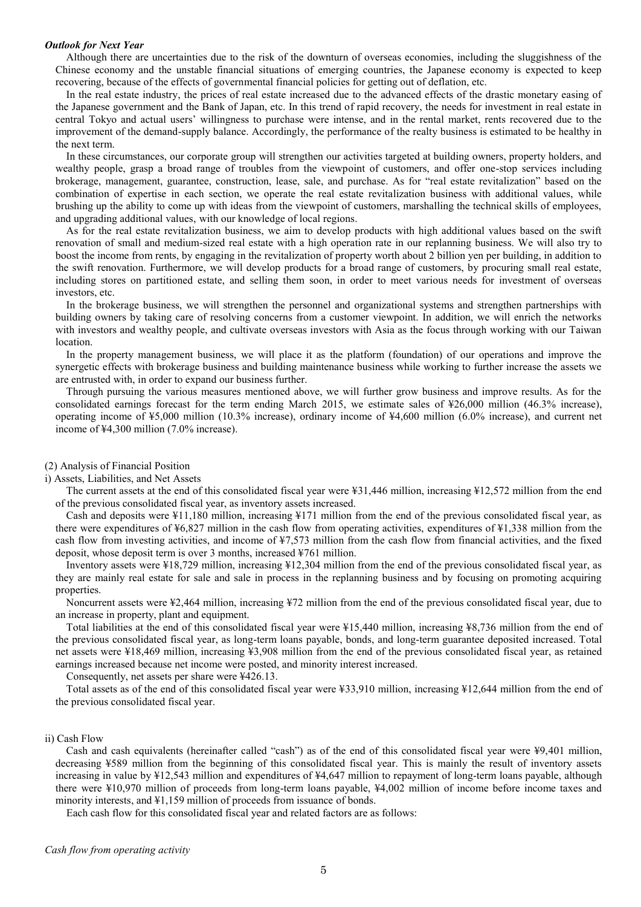***Outlook for Next Year***

Although there are uncertainties due to the risk of the downturn of overseas economies, including the sluggishness of the Chinese economy and the unstable financial situations of emerging countries, the Japanese economy is expected to keep recovering, because of the effects of governmental financial policies for getting out of deflation, etc.

In the real estate industry, the prices of real estate increased due to the advanced effects of the drastic monetary easing of the Japanese government and the Bank of Japan, etc. In this trend of rapid recovery, the needs for investment in real estate in central Tokyo and actual users' willingness to purchase were intense, and in the rental market, rents recovered due to the improvement of the demand-supply balance. Accordingly, the performance of the realty business is estimated to be healthy in the next term.

In these circumstances, our corporate group will strengthen our activities targeted at building owners, property holders, and wealthy people, grasp a broad range of troubles from the viewpoint of customers, and offer one-stop services including brokerage, management, guarantee, construction, lease, sale, and purchase. As for "real estate revitalization" based on the combination of expertise in each section, we operate the real estate revitalization business with additional values, while brushing up the ability to come up with ideas from the viewpoint of customers, marshalling the technical skills of employees, and upgrading additional values, with our knowledge of local regions.

As for the real estate revitalization business, we aim to develop products with high additional values based on the swift renovation of small and medium-sized real estate with a high operation rate in our replanning business. We will also try to boost the income from rents, by engaging in the revitalization of property worth about 2 billion yen per building, in addition to the swift renovation. Furthermore, we will develop products for a broad range of customers, by procuring small real estate, including stores on partitioned estate, and selling them soon, in order to meet various needs for investment of overseas investors, etc.

In the brokerage business, we will strengthen the personnel and organizational systems and strengthen partnerships with building owners by taking care of resolving concerns from a customer viewpoint. In addition, we will enrich the networks with investors and wealthy people, and cultivate overseas investors with Asia as the focus through working with our Taiwan location.

In the property management business, we will place it as the platform (foundation) of our operations and improve the synergetic effects with brokerage business and building maintenance business while working to further increase the assets we are entrusted with, in order to expand our business further.

Through pursuing the various measures mentioned above, we will further grow business and improve results. As for the consolidated earnings forecast for the term ending March 2015, we estimate sales of ¥26,000 million (46.3% increase), operating income of ¥5,000 million (10.3% increase), ordinary income of ¥4,600 million (6.0% increase), and current net income of ¥4,300 million (7.0% increase).

(2) Analysis of Financial Position

i) Assets, Liabilities, and Net Assets

The current assets at the end of this consolidated fiscal year were ¥31,446 million, increasing ¥12,572 million from the end of the previous consolidated fiscal year, as inventory assets increased.

Cash and deposits were ¥11,180 million, increasing ¥171 million from the end of the previous consolidated fiscal year, as there were expenditures of ¥6,827 million in the cash flow from operating activities, expenditures of ¥1,338 million from the cash flow from investing activities, and income of ¥7,573 million from the cash flow from financial activities, and the fixed deposit, whose deposit term is over 3 months, increased ¥761 million.

Inventory assets were ¥18,729 million, increasing ¥12,304 million from the end of the previous consolidated fiscal year, as they are mainly real estate for sale and sale in process in the replanning business and by focusing on promoting acquiring properties.

Noncurrent assets were ¥2,464 million, increasing ¥72 million from the end of the previous consolidated fiscal year, due to an increase in property, plant and equipment.

Total liabilities at the end of this consolidated fiscal year were ¥15,440 million, increasing ¥8,736 million from the end of the previous consolidated fiscal year, as long-term loans payable, bonds, and long-term guarantee deposited increased. Total net assets were ¥18,469 million, increasing ¥3,908 million from the end of the previous consolidated fiscal year, as retained earnings increased because net income were posted, and minority interest increased.

Consequently, net assets per share were ¥426.13.

Total assets as of the end of this consolidated fiscal year were ¥33,910 million, increasing ¥12,644 million from the end of the previous consolidated fiscal year.

ii) Cash Flow

Cash and cash equivalents (hereinafter called "cash") as of the end of this consolidated fiscal year were ¥9,401 million, decreasing ¥589 million from the beginning of this consolidated fiscal year. This is mainly the result of inventory assets increasing in value by ¥12,543 million and expenditures of ¥4,647 million to repayment of long-term loans payable, although there were ¥10,970 million of proceeds from long-term loans payable, ¥4,002 million of income before income taxes and minority interests, and ¥1,159 million of proceeds from issuance of bonds.

Each cash flow for this consolidated fiscal year and related factors are as follows:

*Cash flow from operating activity*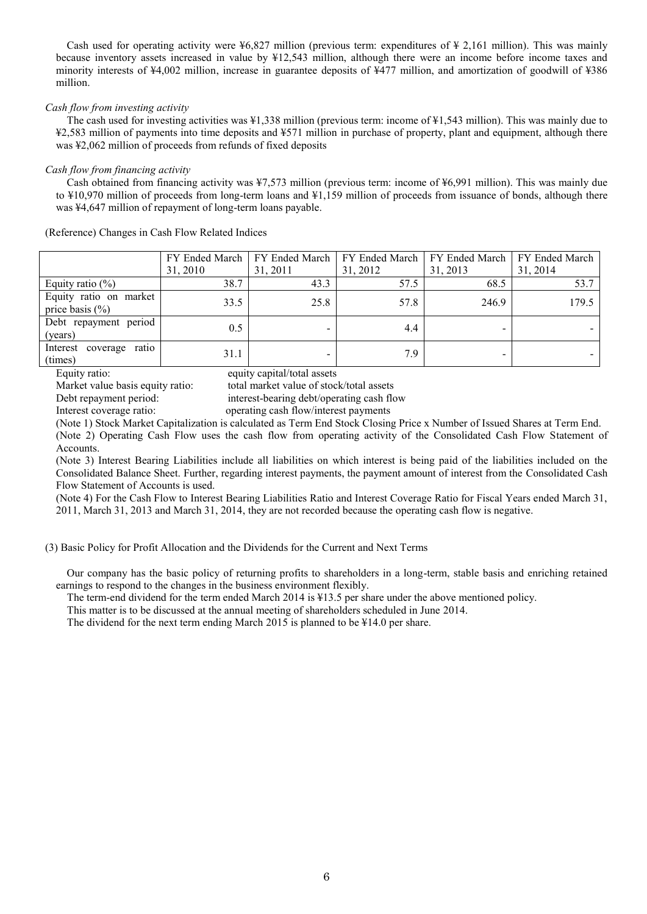Cash used for operating activity were ¥6,827 million (previous term: expenditures of ¥ 2,161 million). This was mainly because inventory assets increased in value by ¥12,543 million, although there were an income before income taxes and minority interests of ¥4,002 million, increase in guarantee deposits of ¥477 million, and amortization of goodwill of ¥386 million.

*Cash flow from investing activity*

The cash used for investing activities was ¥1,338 million (previous term: income of ¥1,543 million). This was mainly due to ¥2,583 million of payments into time deposits and ¥571 million in purchase of property, plant and equipment, although there was ¥2,062 million of proceeds from refunds of fixed deposits

*Cash flow from financing activity*

Cash obtained from financing activity was ¥7,573 million (previous term: income of ¥6,991 million). This was mainly due to ¥10,970 million of proceeds from long-term loans and ¥1,159 million of proceeds from issuance of bonds, although there was ¥4,647 million of repayment of long-term loans payable.

(Reference) Changes in Cash Flow Related Indices

| | FY Ended March 31, 2010 | FY Ended March 31, 2011 | FY Ended March 31, 2012 | FY Ended March 31, 2013 | FY Ended March 31, 2014 |
|---|---|---|---|---|---|
| Equity ratio (%) | 38.7 | 43.3 | 57.5 | 68.5 | 53.7 |
| Equity ratio on market price basis (%) | 33.5 | 25.8 | 57.8 | 246.9 | 179.5 |
| Debt repayment period (years) | 0.5 | - | 4.4 | - | - |
| Interest coverage ratio (times) | 31.1 | - | 7.9 | - | - |

Equity ratio: equity capital/total assets
Market value basis equity ratio: total market value of stock/total assets
Debt repayment period: interest-bearing debt/operating cash flow
Interest coverage ratio: operating cash flow/interest payments

(Note 1) Stock Market Capitalization is calculated as Term End Stock Closing Price x Number of Issued Shares at Term End.
(Note 2) Operating Cash Flow uses the cash flow from operating activity of the Consolidated Cash Flow Statement of Accounts.
(Note 3) Interest Bearing Liabilities include all liabilities on which interest is being paid of the liabilities included on the Consolidated Balance Sheet. Further, regarding interest payments, the payment amount of interest from the Consolidated Cash Flow Statement of Accounts is used.
(Note 4) For the Cash Flow to Interest Bearing Liabilities Ratio and Interest Coverage Ratio for Fiscal Years ended March 31, 2011, March 31, 2013 and March 31, 2014, they are not recorded because the operating cash flow is negative.

(3) Basic Policy for Profit Allocation and the Dividends for the Current and Next Terms

Our company has the basic policy of returning profits to shareholders in a long-term, stable basis and enriching retained earnings to respond to the changes in the business environment flexibly.
The term-end dividend for the term ended March 2014 is ¥13.5 per share under the above mentioned policy.
This matter is to be discussed at the annual meeting of shareholders scheduled in June 2014.
The dividend for the next term ending March 2015 is planned to be ¥14.0 per share.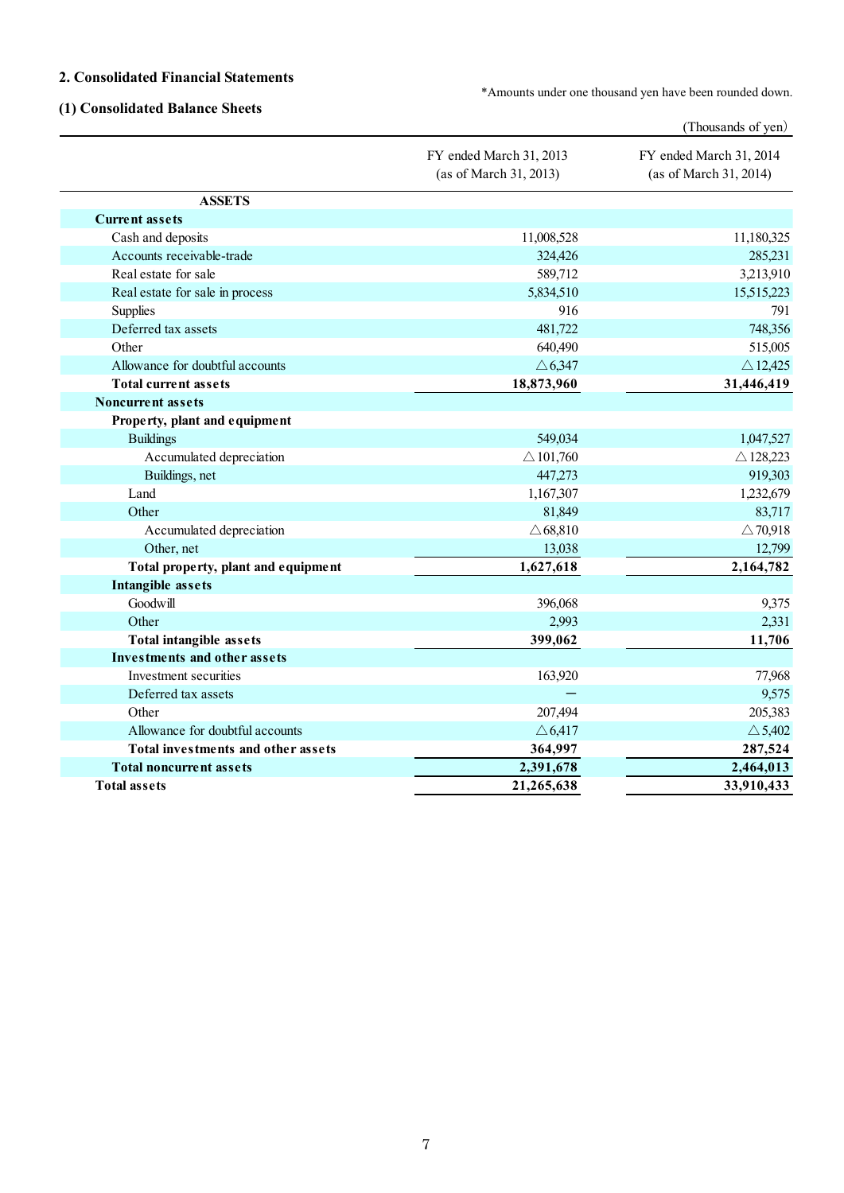## 2. Consolidated Financial Statements

*Amounts under one thousand yen have been rounded down.

### (1) Consolidated Balance Sheets

(Thousands of yen)

| | FY ended March 31, 2013 (as of March 31, 2013) | FY ended March 31, 2014 (as of March 31, 2014) |
|---|---|---|
| **ASSETS** | | |
| **Current assets** | | |
| Cash and deposits | 11,008,528 | 11,180,325 |
| Accounts receivable-trade | 324,426 | 285,231 |
| Real estate for sale | 589,712 | 3,213,910 |
| Real estate for sale in process | 5,834,510 | 15,515,223 |
| Supplies | 916 | 791 |
| Deferred tax assets | 481,722 | 748,356 |
| Other | 640,490 | 515,005 |
| Allowance for doubtful accounts | △6,347 | △12,425 |
| **Total current assets** | **18,873,960** | **31,446,419** |
| **Noncurrent assets** | | |
| **Property, plant and equipment** | | |
| Buildings | 549,034 | 1,047,527 |
| Accumulated depreciation | △101,760 | △128,223 |
| Buildings, net | 447,273 | 919,303 |
| Land | 1,167,307 | 1,232,679 |
| Other | 81,849 | 83,717 |
| Accumulated depreciation | △68,810 | △70,918 |
| Other, net | 13,038 | 12,799 |
| **Total property, plant and equipment** | **1,627,618** | **2,164,782** |
| **Intangible assets** | | |
| Goodwill | 396,068 | 9,375 |
| Other | 2,993 | 2,331 |
| **Total intangible assets** | **399,062** | **11,706** |
| **Investments and other assets** | | |
| Investment securities | 163,920 | 77,968 |
| Deferred tax assets | ― | 9,575 |
| Other | 207,494 | 205,383 |
| Allowance for doubtful accounts | △6,417 | △5,402 |
| **Total investments and other assets** | **364,997** | **287,524** |
| **Total noncurrent assets** | **2,391,678** | **2,464,013** |
| **Total assets** | **21,265,638** | **33,910,433** |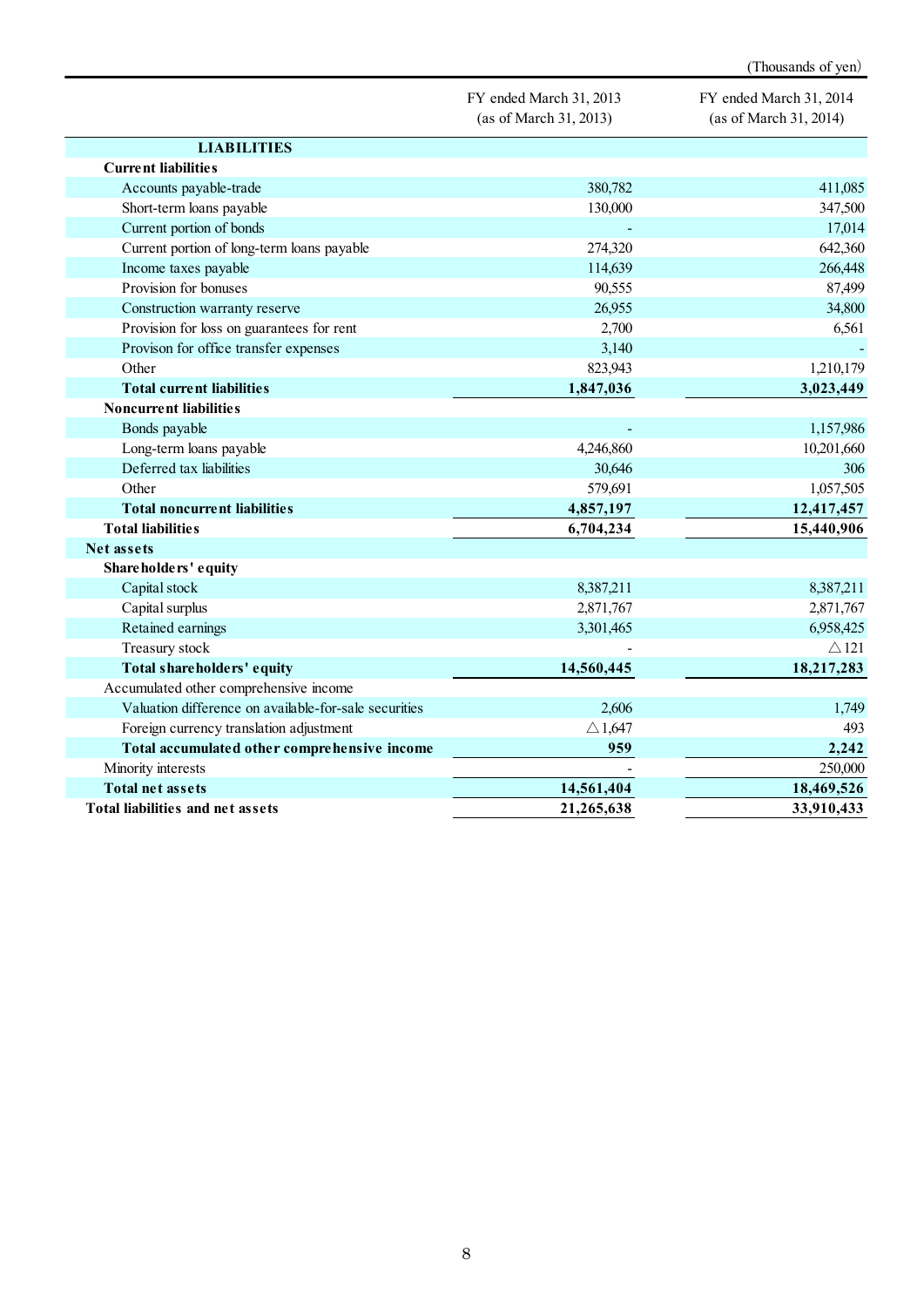(Thousands of yen)

| | FY ended March 31, 2013 (as of March 31, 2013) | FY ended March 31, 2014 (as of March 31, 2014) |
|---|---|---|
| **LIABILITIES** | | |
| **Current liabilities** | | |
| Accounts payable-trade | 380,782 | 411,085 |
| Short-term loans payable | 130,000 | 347,500 |
| Current portion of bonds | - | 17,014 |
| Current portion of long-term loans payable | 274,320 | 642,360 |
| Income taxes payable | 114,639 | 266,448 |
| Provision for bonuses | 90,555 | 87,499 |
| Construction warranty reserve | 26,955 | 34,800 |
| Provision for loss on guarantees for rent | 2,700 | 6,561 |
| Provison for office transfer expenses | 3,140 | - |
| Other | 823,943 | 1,210,179 |
| **Total current liabilities** | **1,847,036** | **3,023,449** |
| **Noncurrent liabilities** | | |
| Bonds payable | - | 1,157,986 |
| Long-term loans payable | 4,246,860 | 10,201,660 |
| Deferred tax liabilities | 30,646 | 306 |
| Other | 579,691 | 1,057,505 |
| **Total noncurrent liabilities** | **4,857,197** | **12,417,457** |
| **Total liabilities** | **6,704,234** | **15,440,906** |
| **Net assets** | | |
| **Shareholders' equity** | | |
| Capital stock | 8,387,211 | 8,387,211 |
| Capital surplus | 2,871,767 | 2,871,767 |
| Retained earnings | 3,301,465 | 6,958,425 |
| Treasury stock | - | △121 |
| **Total shareholders' equity** | **14,560,445** | **18,217,283** |
| Accumulated other comprehensive income | | |
| Valuation difference on available-for-sale securities | 2,606 | 1,749 |
| Foreign currency translation adjustment | △1,647 | 493 |
| **Total accumulated other comprehensive income** | **959** | **2,242** |
| Minority interests | - | 250,000 |
| **Total net assets** | **14,561,404** | **18,469,526** |
| **Total liabilities and net assets** | **21,265,638** | **33,910,433** |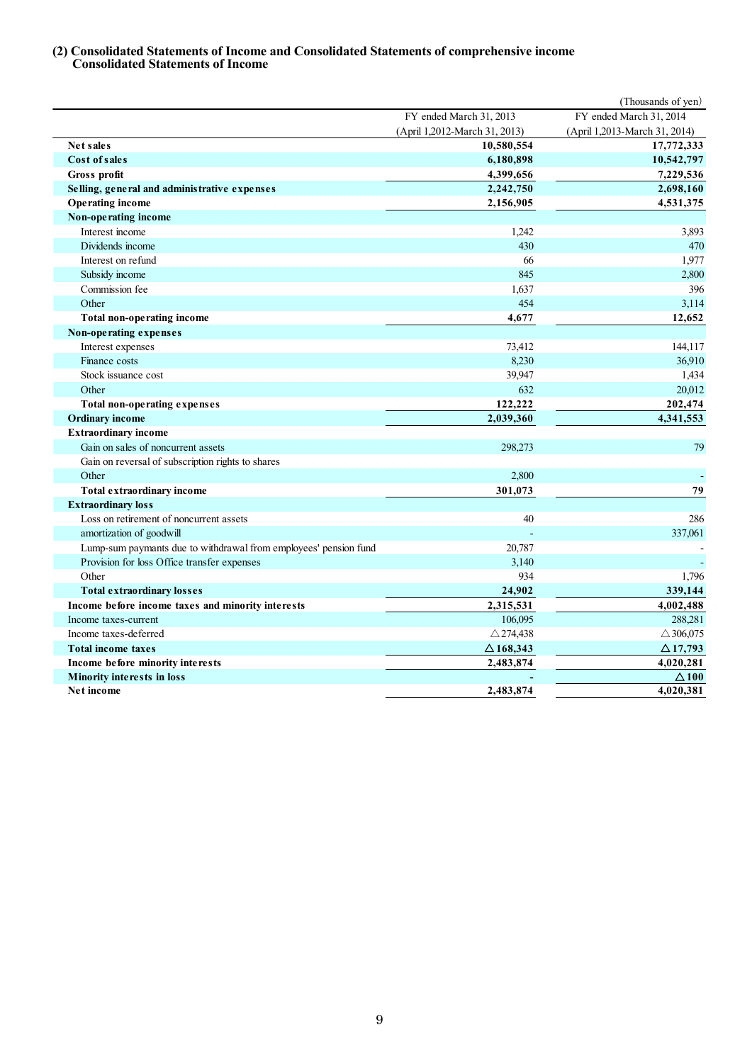## (2) Consolidated Statements of Income and Consolidated Statements of comprehensive income
### Consolidated Statements of Income

(Thousands of yen)

| | FY ended March 31, 2013 (April 1,2012-March 31, 2013) | FY ended March 31, 2014 (April 1,2013-March 31, 2014) |
|---|---|---|
| **Net sales** | **10,580,554** | **17,772,333** |
| **Cost of sales** | **6,180,898** | **10,542,797** |
| **Gross profit** | **4,399,656** | **7,229,536** |
| **Selling, general and administrative expenses** | **2,242,750** | **2,698,160** |
| **Operating income** | **2,156,905** | **4,531,375** |
| **Non-operating income** | | |
| Interest income | 1,242 | 3,893 |
| Dividends income | 430 | 470 |
| Interest on refund | 66 | 1,977 |
| Subsidy income | 845 | 2,800 |
| Commission fee | 1,637 | 396 |
| Other | 454 | 3,114 |
| **Total non-operating income** | **4,677** | **12,652** |
| **Non-operating expenses** | | |
| Interest expenses | 73,412 | 144,117 |
| Finance costs | 8,230 | 36,910 |
| Stock issuance cost | 39,947 | 1,434 |
| Other | 632 | 20,012 |
| **Total non-operating expenses** | **122,222** | **202,474** |
| **Ordinary income** | **2,039,360** | **4,341,553** |
| **Extraordinary income** | | |
| Gain on sales of noncurrent assets | 298,273 | 79 |
| Gain on reversal of subscription rights to shares | | |
| Other | 2,800 | - |
| **Total extraordinary income** | **301,073** | **79** |
| **Extraordinary loss** | | |
| Loss on retirement of noncurrent assets | 40 | 286 |
| amortization of goodwill | - | 337,061 |
| Lump-sum paymants due to withdrawal from employees' pension fund | 20,787 | - |
| Provision for loss Office transfer expenses | 3,140 | - |
| Other | 934 | 1,796 |
| **Total extraordinary losses** | **24,902** | **339,144** |
| **Income before income taxes and minority interests** | **2,315,531** | **4,002,488** |
| Income taxes-current | 106,095 | 288,281 |
| Income taxes-deferred | △274,438 | △306,075 |
| **Total income taxes** | **△168,343** | **△17,793** |
| **Income before minority interests** | **2,483,874** | **4,020,281** |
| **Minority interests in loss** | **-** | **△100** |
| **Net income** | **2,483,874** | **4,020,381** |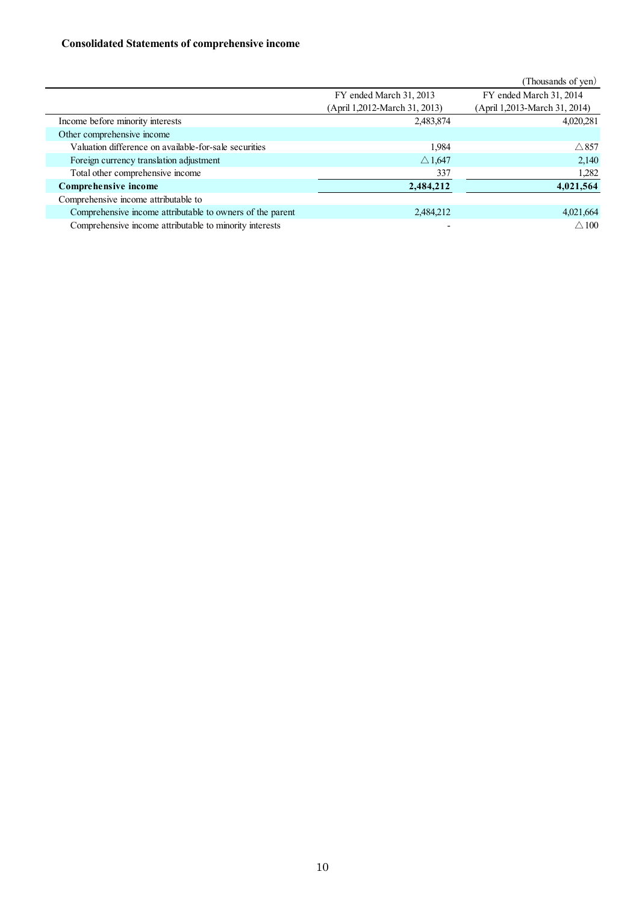### Consolidated Statements of comprehensive income

(Thousands of yen)

| | FY ended March 31, 2013<br>(April 1,2012-March 31, 2013) | FY ended March 31, 2014<br>(April 1,2013-March 31, 2014) |
|---|---|---|
| Income before minority interests | 2,483,874 | 4,020,281 |
| Other comprehensive income | | |
| Valuation difference on available-for-sale securities | 1,984 | △857 |
| Foreign currency translation adjustment | △1,647 | 2,140 |
| Total other comprehensive income | 337 | 1,282 |
| **Comprehensive income** | **2,484,212** | **4,021,564** |
| Comprehensive income attributable to | | |
| Comprehensive income attributable to owners of the parent | 2,484,212 | 4,021,664 |
| Comprehensive income attributable to minority interests | - | △100 |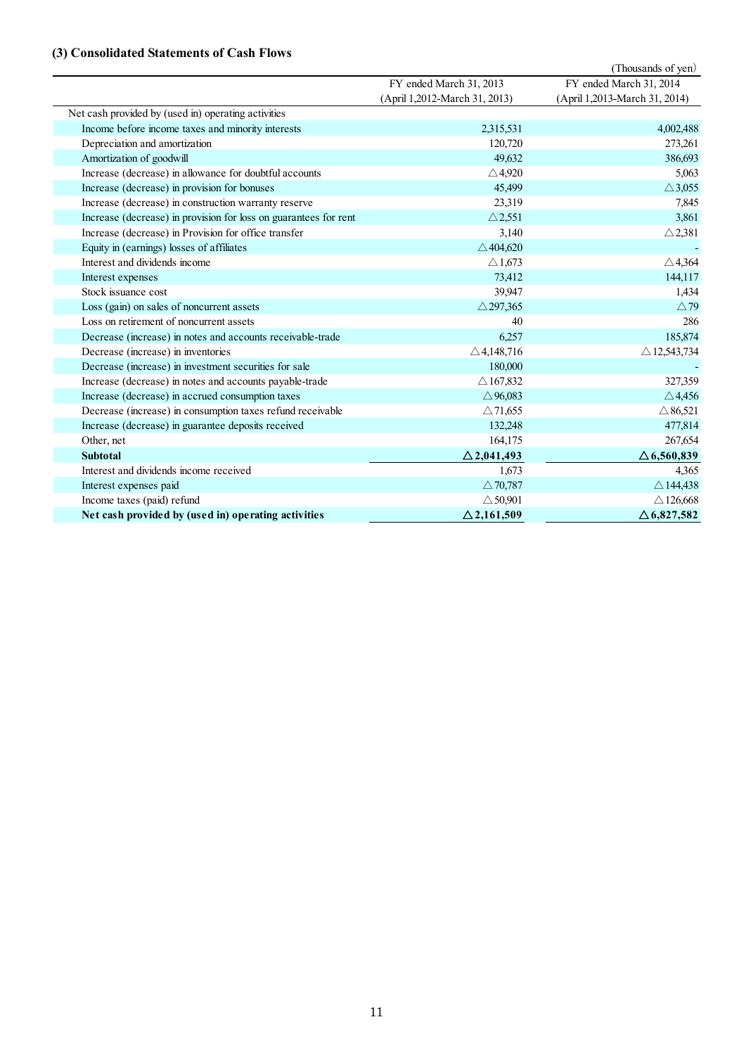### (3) Consolidated Statements of Cash Flows

(Thousands of yen)

| | FY ended March 31, 2013 (April 1,2012-March 31, 2013) | FY ended March 31, 2014 (April 1,2013-March 31, 2014) |
|---|---|---|
| Net cash provided by (used in) operating activities | | |
| Income before income taxes and minority interests | 2,315,531 | 4,002,488 |
| Depreciation and amortization | 120,720 | 273,261 |
| Amortization of goodwill | 49,632 | 386,693 |
| Increase (decrease) in allowance for doubtful accounts | △4,920 | 5,063 |
| Increase (decrease) in provision for bonuses | 45,499 | △3,055 |
| Increase (decrease) in construction warranty reserve | 23,319 | 7,845 |
| Increase (decrease) in provision for loss on guarantees for rent | △2,551 | 3,861 |
| Increase (decrease) in Provision for office transfer | 3,140 | △2,381 |
| Equity in (earnings) losses of affiliates | △404,620 | - |
| Interest and dividends income | △1,673 | △4,364 |
| Interest expenses | 73,412 | 144,117 |
| Stock issuance cost | 39,947 | 1,434 |
| Loss (gain) on sales of noncurrent assets | △297,365 | △79 |
| Loss on retirement of noncurrent assets | 40 | 286 |
| Decrease (increase) in notes and accounts receivable-trade | 6,257 | 185,874 |
| Decrease (increase) in inventories | △4,148,716 | △12,543,734 |
| Decrease (increase) in investment securities for sale | 180,000 | - |
| Increase (decrease) in notes and accounts payable-trade | △167,832 | 327,359 |
| Increase (decrease) in accrued consumption taxes | △96,083 | △4,456 |
| Decrease (increase) in consumption taxes refund receivable | △71,655 | △86,521 |
| Increase (decrease) in guarantee deposits received | 132,248 | 477,814 |
| Other, net | 164,175 | 267,654 |
| **Subtotal** | **△2,041,493** | **△6,560,839** |
| Interest and dividends income received | 1,673 | 4,365 |
| Interest expenses paid | △70,787 | △144,438 |
| Income taxes (paid) refund | △50,901 | △126,668 |
| **Net cash provided by (used in) operating activities** | **△2,161,509** | **△6,827,582** |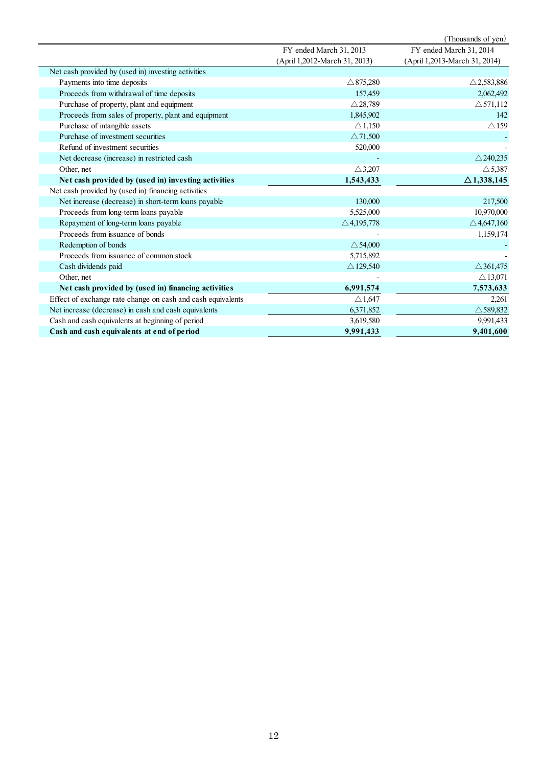(Thousands of yen)

| | FY ended March 31, 2013 (April 1,2012-March 31, 2013) | FY ended March 31, 2014 (April 1,2013-March 31, 2014) |
|---|---|---|
| Net cash provided by (used in) investing activities | | |
| Payments into time deposits | △875,280 | △2,583,886 |
| Proceeds from withdrawal of time deposits | 157,459 | 2,062,492 |
| Purchase of property, plant and equipment | △28,789 | △571,112 |
| Proceeds from sales of property, plant and equipment | 1,845,902 | 142 |
| Purchase of intangible assets | △1,150 | △159 |
| Purchase of investment securities | △71,500 | - |
| Refund of investment securities | 520,000 | - |
| Net decrease (increase) in restricted cash | - | △240,235 |
| Other, net | △3,207 | △5,387 |
| **Net cash provided by (used in) investing activities** | **1,543,433** | **△1,338,145** |
| Net cash provided by (used in) financing activities | | |
| Net increase (decrease) in short-term loans payable | 130,000 | 217,500 |
| Proceeds from long-term loans payable | 5,525,000 | 10,970,000 |
| Repayment of long-term loans payable | △4,195,778 | △4,647,160 |
| Proceeds from issuance of bonds | - | 1,159,174 |
| Redemption of bonds | △54,000 | - |
| Proceeds from issuance of common stock | 5,715,892 | - |
| Cash dividends paid | △129,540 | △361,475 |
| Other, net | - | △13,071 |
| **Net cash provided by (used in) financing activities** | **6,991,574** | **7,573,633** |
| Effect of exchange rate change on cash and cash equivalents | △1,647 | 2,261 |
| Net increase (decrease) in cash and cash equivalents | 6,371,852 | △589,832 |
| Cash and cash equivalents at beginning of period | 3,619,580 | 9,991,433 |
| **Cash and cash equivalents at end of period** | **9,991,433** | **9,401,600** |